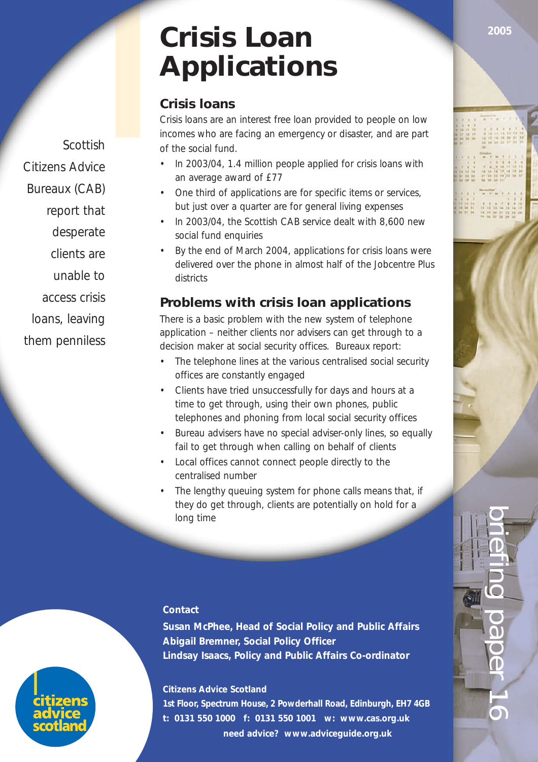2005

# Crisis Loan Applications

Scottish Citizens Advice Bureaux (CAB) report that desperate clients are unable to access crisis loans, leaving them penniless

## Crisis loans

Crisis loans are an interest free loan provided to people on low incomes who are facing an emergency or disaster, and are part of the social fund.

- In 2003/04, 1.4 million people applied for crisis loans with an average award of £77
- One third of applications are for specific items or services, but just over a quarter are for general living expenses
- In 2003/04, the Scottish CAB service dealt with 8,600 new social fund enquiries
- By the end of March 2004, applications for crisis loans were delivered over the phone in almost half of the Jobcentre Plus districts

## Problems with crisis loan applications

There is a basic problem with the new system of telephone application – neither clients nor advisers can get through to a decision maker at social security offices. Bureaux report:

- The telephone lines at the various centralised social security offices are constantly engaged
- Clients have tried unsuccessfully for days and hours at a time to get through, using their own phones, public telephones and phoning from local social security offices
- Bureau advisers have no special adviser-only lines, so equally fail to get through when calling on behalf of clients
- Local offices cannot connect people directly to the centralised number
- The lengthy queuing system for phone calls means that, if they do get through, clients are potentially on hold for a long time

**Contact**

**Susan McPhee, Head of Social Policy and Public Affairs**
**Abigail Bremner, Social Policy Officer**
**Lindsay Isaacs, Policy and Public Affairs Co-ordinator**

**Citizens Advice Scotland**
**1st Floor, Spectrum House, 2 Powderhall Road, Edinburgh, EH7 4GB**
**t: 0131 550 1000 f: 0131 550 1001 w: www.cas.org.uk**
**need advice? www.adviceguide.org.uk**

citizens advice scotland

briefing paper 16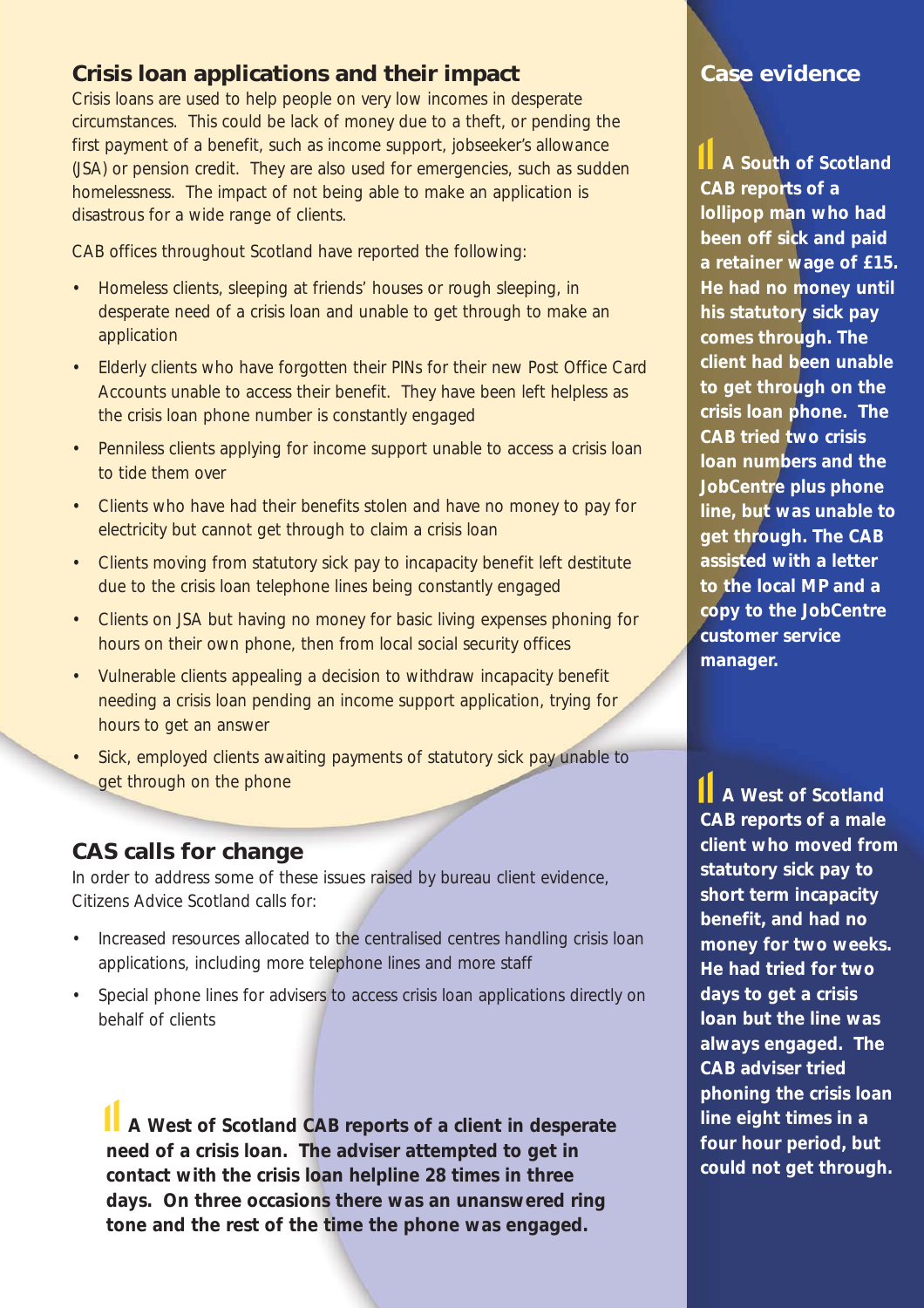## Crisis loan applications and their impact

Crisis loans are used to help people on very low incomes in desperate circumstances. This could be lack of money due to a theft, or pending the first payment of a benefit, such as income support, jobseeker's allowance (JSA) or pension credit. They are also used for emergencies, such as sudden homelessness. The impact of not being able to make an application is disastrous for a wide range of clients.

CAB offices throughout Scotland have reported the following:

- Homeless clients, sleeping at friends' houses or rough sleeping, in desperate need of a crisis loan and unable to get through to make an application
- Elderly clients who have forgotten their PINs for their new Post Office Card Accounts unable to access their benefit. They have been left helpless as the crisis loan phone number is constantly engaged
- Penniless clients applying for income support unable to access a crisis loan to tide them over
- Clients who have had their benefits stolen and have no money to pay for electricity but cannot get through to claim a crisis loan
- Clients moving from statutory sick pay to incapacity benefit left destitute due to the crisis loan telephone lines being constantly engaged
- Clients on JSA but having no money for basic living expenses phoning for hours on their own phone, then from local social security offices
- Vulnerable clients appealing a decision to withdraw incapacity benefit needing a crisis loan pending an income support application, trying for hours to get an answer
- Sick, employed clients awaiting payments of statutory sick pay unable to get through on the phone

## CAS calls for change

In order to address some of these issues raised by bureau client evidence, Citizens Advice Scotland calls for:

- Increased resources allocated to the centralised centres handling crisis loan applications, including more telephone lines and more staff
- Special phone lines for advisers to access crisis loan applications directly on behalf of clients

**A West of Scotland CAB reports of a client in desperate need of a crisis loan. The adviser attempted to get in contact with the crisis loan helpline 28 times in three days. On three occasions there was an unanswered ring tone and the rest of the time the phone was engaged.**

## Case evidence

**A South of Scotland CAB reports of a lollipop man who had been off sick and paid a retainer wage of £15. He had no money until his statutory sick pay comes through. The client had been unable to get through on the crisis loan phone. The CAB tried two crisis loan numbers and the JobCentre plus phone line, but was unable to get through. The CAB assisted with a letter to the local MP and a copy to the JobCentre customer service manager.**

**A West of Scotland CAB reports of a male client who moved from statutory sick pay to short term incapacity benefit, and had no money for two weeks. He had tried for two days to get a crisis loan but the line was always engaged. The CAB adviser tried phoning the crisis loan line eight times in a four hour period, but could not get through.**